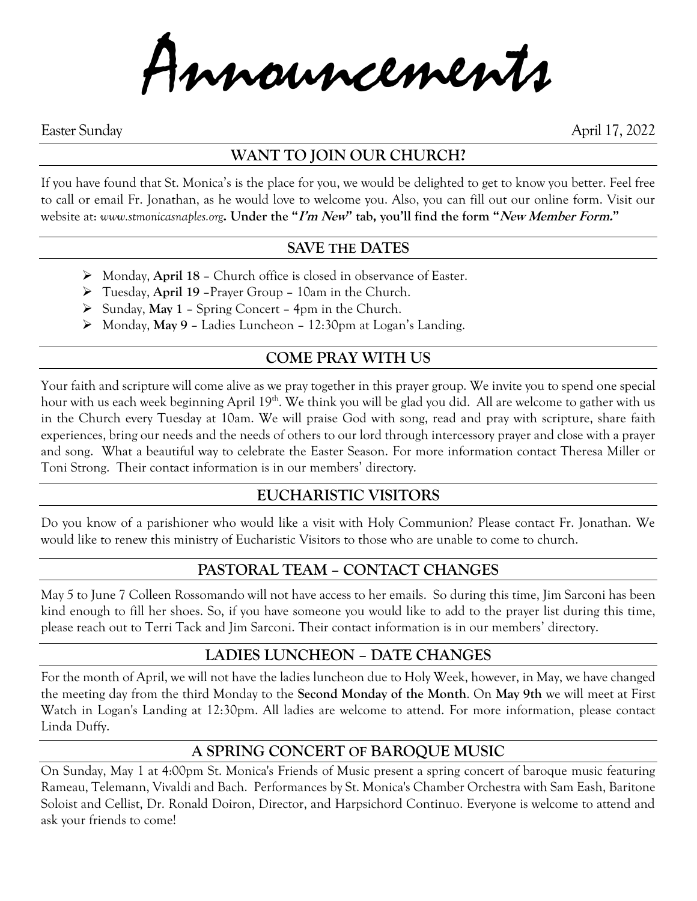# Announcements

Easter Sunday April 17, 2022

## WANT TO JOIN OUR CHURCH?

If you have found that St. Monica's is the place for you, we would be delighted to get to know you better. Feel free to call or email Fr. Jonathan, as he would love to welcome you. Also, you can fill out our online form. Visit our website at: *www.stmonicasnaples.org*. **Under the "*I'm New*" tab, you'll find the form "*New Member Form.*"**

## SAVE THE DATES

- Monday, **April 18** – Church office is closed in observance of Easter.
- Tuesday, **April 19** –Prayer Group – 10am in the Church.
- Sunday, **May 1** – Spring Concert – 4pm in the Church.
- Monday, **May 9** – Ladies Luncheon – 12:30pm at Logan's Landing.

## COME PRAY WITH US

Your faith and scripture will come alive as we pray together in this prayer group. We invite you to spend one special hour with us each week beginning April 19th. We think you will be glad you did. All are welcome to gather with us in the Church every Tuesday at 10am. We will praise God with song, read and pray with scripture, share faith experiences, bring our needs and the needs of others to our lord through intercessory prayer and close with a prayer and song. What a beautiful way to celebrate the Easter Season. For more information contact Theresa Miller or Toni Strong. Their contact information is in our members' directory.

## EUCHARISTIC VISITORS

Do you know of a parishioner who would like a visit with Holy Communion? Please contact Fr. Jonathan. We would like to renew this ministry of Eucharistic Visitors to those who are unable to come to church.

## PASTORAL TEAM – CONTACT CHANGES

May 5 to June 7 Colleen Rossomando will not have access to her emails. So during this time, Jim Sarconi has been kind enough to fill her shoes. So, if you have someone you would like to add to the prayer list during this time, please reach out to Terri Tack and Jim Sarconi. Their contact information is in our members' directory.

## LADIES LUNCHEON – DATE CHANGES

For the month of April, we will not have the ladies luncheon due to Holy Week, however, in May, we have changed the meeting day from the third Monday to the **Second Monday of the Month**. On **May 9th** we will meet at First Watch in Logan's Landing at 12:30pm. All ladies are welcome to attend. For more information, please contact Linda Duffy.

## A SPRING CONCERT OF BAROQUE MUSIC

On Sunday, May 1 at 4:00pm St. Monica's Friends of Music present a spring concert of baroque music featuring Rameau, Telemann, Vivaldi and Bach. Performances by St. Monica's Chamber Orchestra with Sam Eash, Baritone Soloist and Cellist, Dr. Ronald Doiron, Director, and Harpsichord Continuo. Everyone is welcome to attend and ask your friends to come!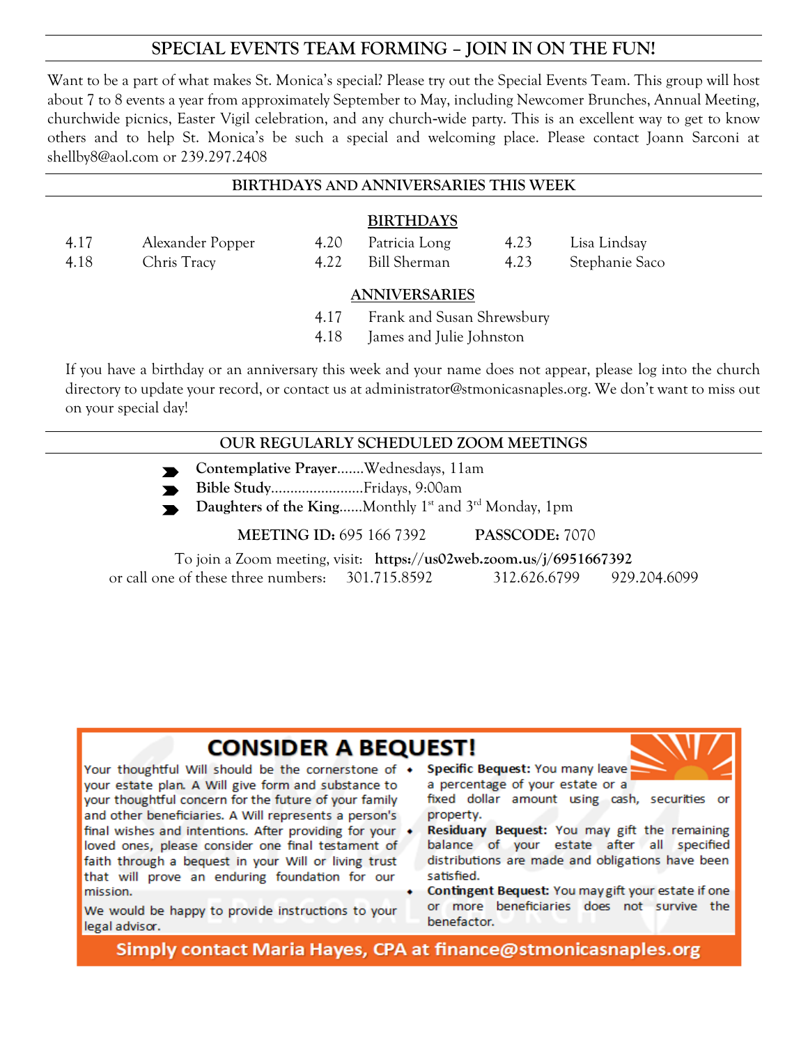## SPECIAL EVENTS TEAM FORMING – JOIN IN ON THE FUN!

Want to be a part of what makes St. Monica's special? Please try out the Special Events Team. This group will host about 7 to 8 events a year from approximately September to May, including Newcomer Brunches, Annual Meeting, churchwide picnics, Easter Vigil celebration, and any church-wide party. This is an excellent way to get to know others and to help St. Monica's be such a special and welcoming place. Please contact Joann Sarconi at shellby8@aol.com or 239.297.2408

## BIRTHDAYS AND ANNIVERSARIES THIS WEEK

### BIRTHDAYS

| | | | | | |
|---|---|---|---|---|---|
| 4.17 | Alexander Popper | 4.20 | Patricia Long | 4.23 | Lisa Lindsay |
| 4.18 | Chris Tracy | 4.22 | Bill Sherman | 4.23 | Stephanie Saco |

### ANNIVERSARIES

4.17 Frank and Susan Shrewsbury
4.18 James and Julie Johnston

If you have a birthday or an anniversary this week and your name does not appear, please log into the church directory to update your record, or contact us at administrator@stmonicasnaples.org. We don't want to miss out on your special day!

## OUR REGULARLY SCHEDULED ZOOM MEETINGS

- **Contemplative Prayer**.......Wednesdays, 11am
- **Bible Study**........................Fridays, 9:00am
- **Daughters of the King**......Monthly 1st and 3rd Monday, 1pm

**MEETING ID:** 695 166 7392 **PASSCODE:** 7070

To join a Zoom meeting, visit: **https://us02web.zoom.us/j/6951667392**
or call one of these three numbers: 301.715.8592 312.626.6799 929.204.6099

## CONSIDER A BEQUEST!

Your thoughtful Will should be the cornerstone of your estate plan. A Will give form and substance to your thoughtful concern for the future of your family and other beneficiaries. A Will represents a person's final wishes and intentions. After providing for your loved ones, please consider one final testament of faith through a bequest in your Will or living trust that will prove an enduring foundation for our mission.

We would be happy to provide instructions to your legal advisor.

- **Specific Bequest:** You many leave a percentage of your estate or a fixed dollar amount using cash, securities or property.
- **Residuary Bequest:** You may gift the remaining balance of your estate after all specified distributions are made and obligations have been satisfied.
- **Contingent Bequest:** You may gift your estate if one or more beneficiaries does not survive the benefactor.

**Simply contact Maria Hayes, CPA at finance@stmonicasnaples.org**